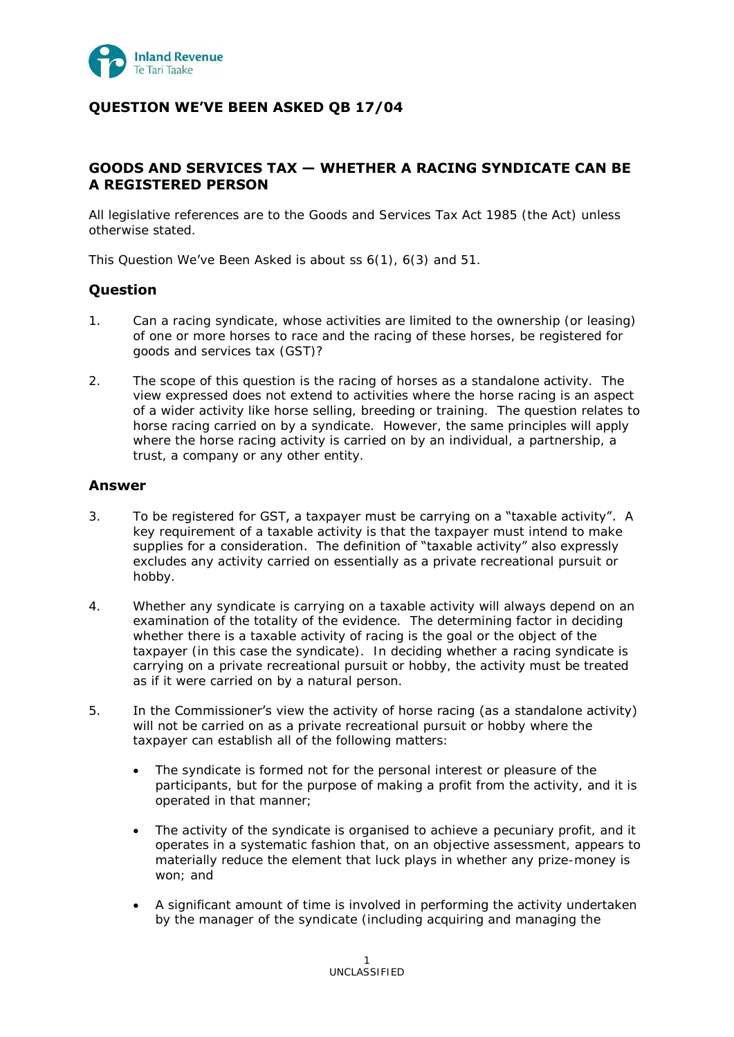Inland Revenue
Te Tari Taake

# QUESTION WE'VE BEEN ASKED QB 17/04

## GOODS AND SERVICES TAX — WHETHER A RACING SYNDICATE CAN BE A REGISTERED PERSON

All legislative references are to the Goods and Services Tax Act 1985 (the Act) unless otherwise stated.

This Question We've Been Asked is about ss 6(1), 6(3) and 51.

### Question

1. Can a racing syndicate, whose activities are limited to the ownership (or leasing) of one or more horses to race and the racing of these horses, be registered for goods and services tax (GST)?

2. The scope of this question is the racing of horses as a standalone activity. The view expressed does not extend to activities where the horse racing is an aspect of a wider activity like horse selling, breeding or training. The question relates to horse racing carried on by a syndicate. However, the same principles will apply where the horse racing activity is carried on by an individual, a partnership, a trust, a company or any other entity.

### Answer

3. To be registered for GST, a taxpayer must be carrying on a "taxable activity". A key requirement of a taxable activity is that the taxpayer must intend to make supplies for a consideration. The definition of "taxable activity" also expressly excludes any activity carried on essentially as a private recreational pursuit or hobby.

4. Whether any syndicate is carrying on a taxable activity will always depend on an examination of the totality of the evidence. The determining factor in deciding whether there is a taxable activity of racing is the goal or the object of the taxpayer (in this case the syndicate). In deciding whether a racing syndicate is carrying on a private recreational pursuit or hobby, the activity must be treated as if it were carried on by a natural person.

5. In the Commissioner's view the activity of horse racing (as a standalone activity) will not be carried on as a private recreational pursuit or hobby where the taxpayer can establish all of the following matters:

   - The syndicate is formed not for the personal interest or pleasure of the participants, but for the purpose of making a profit from the activity, and it is operated in that manner;

   - The activity of the syndicate is organised to achieve a pecuniary profit, and it operates in a systematic fashion that, on an objective assessment, appears to materially reduce the element that luck plays in whether any prize-money is won; and

   - A significant amount of time is involved in performing the activity undertaken by the manager of the syndicate (including acquiring and managing the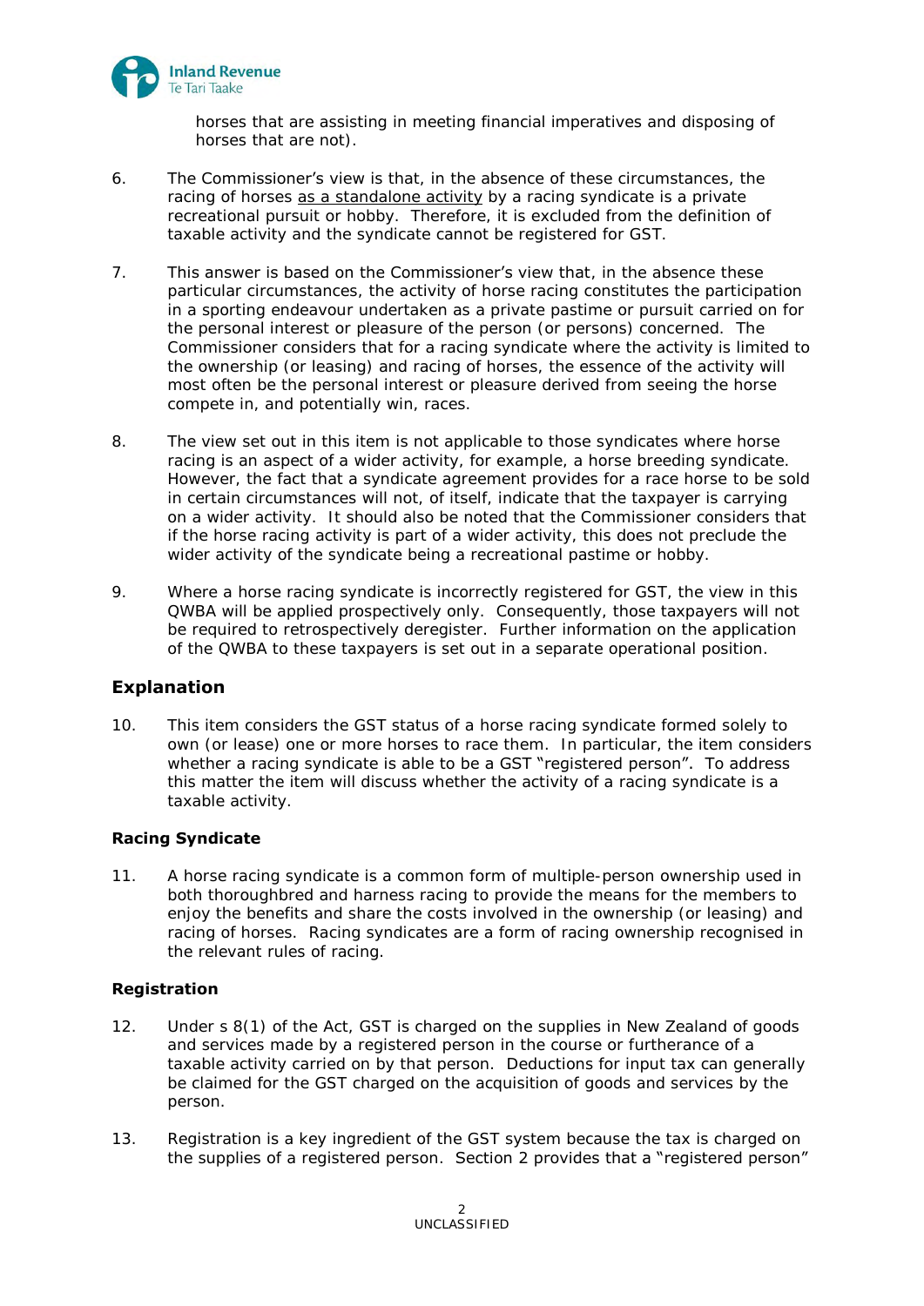horses that are assisting in meeting financial imperatives and disposing of horses that are not).

6. The Commissioner's view is that, in the absence of these circumstances, the racing of horses <u>as a standalone activity</u> by a racing syndicate is a private recreational pursuit or hobby. Therefore, it is excluded from the definition of taxable activity and the syndicate cannot be registered for GST.

7. This answer is based on the Commissioner's view that, in the absence these particular circumstances, the activity of horse racing constitutes the participation in a sporting endeavour undertaken as a private pastime or pursuit carried on for the personal interest or pleasure of the person (or persons) concerned. The Commissioner considers that for a racing syndicate where the activity is limited to the ownership (or leasing) and racing of horses, the essence of the activity will most often be the personal interest or pleasure derived from seeing the horse compete in, and potentially win, races.

8. The view set out in this item is not applicable to those syndicates where horse racing is an aspect of a wider activity, for example, a horse breeding syndicate. However, the fact that a syndicate agreement provides for a race horse to be sold in certain circumstances will not, of itself, indicate that the taxpayer is carrying on a wider activity. It should also be noted that the Commissioner considers that if the horse racing activity is part of a wider activity, this does not preclude the wider activity of the syndicate being a recreational pastime or hobby.

9. Where a horse racing syndicate is incorrectly registered for GST, the view in this QWBA will be applied prospectively only. Consequently, those taxpayers will not be required to retrospectively deregister. Further information on the application of the QWBA to these taxpayers is set out in a separate operational position.

## Explanation

10. This item considers the GST status of a horse racing syndicate formed solely to own (or lease) one or more horses to race them. In particular, the item considers whether a racing syndicate is able to be a GST "registered person". To address this matter the item will discuss whether the activity of a racing syndicate is a taxable activity.

### Racing Syndicate

11. A horse racing syndicate is a common form of multiple-person ownership used in both thoroughbred and harness racing to provide the means for the members to enjoy the benefits and share the costs involved in the ownership (or leasing) and racing of horses. Racing syndicates are a form of racing ownership recognised in the relevant rules of racing.

### Registration

12. Under s 8(1) of the Act, GST is charged on the supplies in New Zealand of goods and services made by a registered person in the course or furtherance of a taxable activity carried on by that person. Deductions for input tax can generally be claimed for the GST charged on the acquisition of goods and services by the person.

13. Registration is a key ingredient of the GST system because the tax is charged on the supplies of a registered person. Section 2 provides that a "registered person"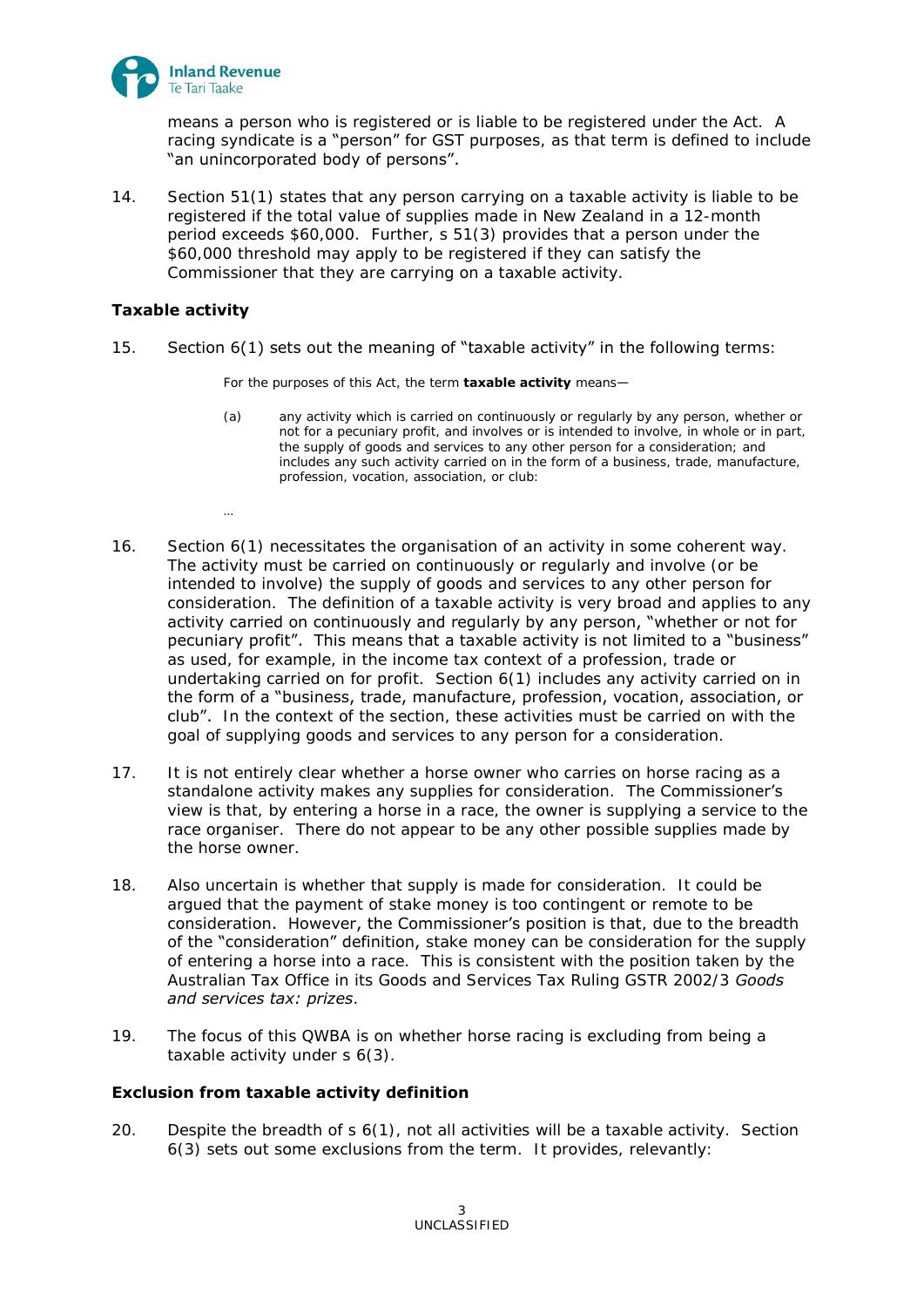means a person who is registered or is liable to be registered under the Act. A racing syndicate is a "person" for GST purposes, as that term is defined to include "an unincorporated body of persons".

14. Section 51(1) states that any person carrying on a taxable activity is liable to be registered if the total value of supplies made in New Zealand in a 12-month period exceeds $60,000. Further, s 51(3) provides that a person under the $60,000 threshold may apply to be registered if they can satisfy the Commissioner that they are carrying on a taxable activity.

### Taxable activity

15. Section 6(1) sets out the meaning of "taxable activity" in the following terms:

> For the purposes of this Act, the term **taxable activity** means—
>
> (a) any activity which is carried on continuously or regularly by any person, whether or not for a pecuniary profit, and involves or is intended to involve, in whole or in part, the supply of goods and services to any other person for a consideration; and includes any such activity carried on in the form of a business, trade, manufacture, profession, vocation, association, or club:
>
> …

16. Section 6(1) necessitates the organisation of an activity in some coherent way. The activity must be carried on continuously or regularly and involve (or be intended to involve) the supply of goods and services to any other person for consideration. The definition of a taxable activity is very broad and applies to any activity carried on continuously and regularly by any person, "whether or not for pecuniary profit". This means that a taxable activity is not limited to a "business" as used, for example, in the income tax context of a profession, trade or undertaking carried on for profit. Section 6(1) includes any activity carried on in the form of a "business, trade, manufacture, profession, vocation, association, or club". In the context of the section, these activities must be carried on with the goal of supplying goods and services to any person for a consideration.

17. It is not entirely clear whether a horse owner who carries on horse racing as a standalone activity makes any supplies for consideration. The Commissioner's view is that, by entering a horse in a race, the owner is supplying a service to the race organiser. There do not appear to be any other possible supplies made by the horse owner.

18. Also uncertain is whether that supply is made for consideration. It could be argued that the payment of stake money is too contingent or remote to be consideration. However, the Commissioner's position is that, due to the breadth of the "consideration" definition, stake money can be consideration for the supply of entering a horse into a race. This is consistent with the position taken by the Australian Tax Office in its Goods and Services Tax Ruling GSTR 2002/3 *Goods and services tax: prizes*.

19. The focus of this QWBA is on whether horse racing is excluding from being a taxable activity under s 6(3).

### Exclusion from taxable activity definition

20. Despite the breadth of s 6(1), not all activities will be a taxable activity. Section 6(3) sets out some exclusions from the term. It provides, relevantly: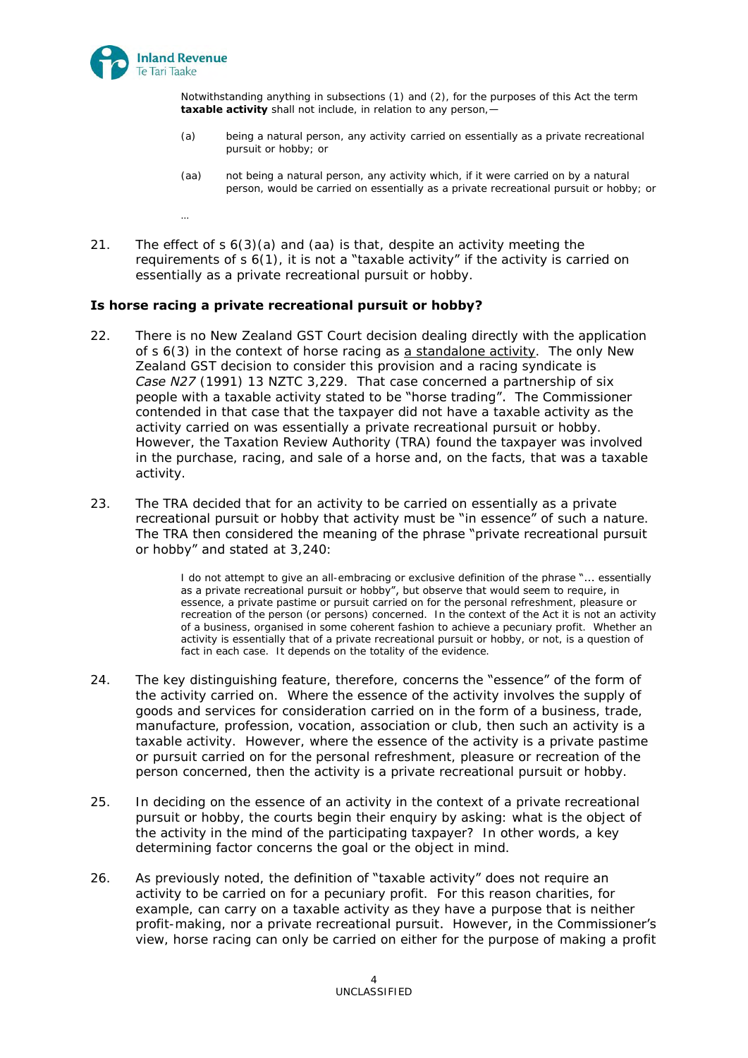Notwithstanding anything in subsections (1) and (2), for the purposes of this Act the term **taxable activity** shall not include, in relation to any person,—

(a) being a natural person, any activity carried on essentially as a private recreational pursuit or hobby; or

(aa) not being a natural person, any activity which, if it were carried on by a natural person, would be carried on essentially as a private recreational pursuit or hobby; or

…

21. The effect of s 6(3)(a) and (aa) is that, despite an activity meeting the requirements of s 6(1), it is not a "taxable activity" if the activity is carried on essentially as a private recreational pursuit or hobby.

### Is horse racing a private recreational pursuit or hobby?

22. There is no New Zealand GST Court decision dealing directly with the application of s 6(3) in the context of horse racing as a standalone activity. The only New Zealand GST decision to consider this provision and a racing syndicate is *Case N27* (1991) 13 NZTC 3,229. That case concerned a partnership of six people with a taxable activity stated to be "horse trading". The Commissioner contended in that case that the taxpayer did not have a taxable activity as the activity carried on was essentially a private recreational pursuit or hobby. However, the Taxation Review Authority (TRA) found the taxpayer was involved in the purchase, racing, and sale of a horse and, on the facts, that was a taxable activity.

23. The TRA decided that for an activity to be carried on essentially as a private recreational pursuit or hobby that activity must be "in essence" of such a nature. The TRA then considered the meaning of the phrase "private recreational pursuit or hobby" and stated at 3,240:

> I do not attempt to give an all-embracing or exclusive definition of the phrase "… essentially as a private recreational pursuit or hobby", but observe that would seem to require, in essence, a private pastime or pursuit carried on for the personal refreshment, pleasure or recreation of the person (or persons) concerned. In the context of the Act it is not an activity of a business, organised in some coherent fashion to achieve a pecuniary profit. Whether an activity is essentially that of a private recreational pursuit or hobby, or not, is a question of fact in each case. It depends on the totality of the evidence.

24. The key distinguishing feature, therefore, concerns the "essence" of the form of the activity carried on. Where the essence of the activity involves the supply of goods and services for consideration carried on in the form of a business, trade, manufacture, profession, vocation, association or club, then such an activity is a taxable activity. However, where the essence of the activity is a private pastime or pursuit carried on for the personal refreshment, pleasure or recreation of the person concerned, then the activity is a private recreational pursuit or hobby.

25. In deciding on the essence of an activity in the context of a private recreational pursuit or hobby, the courts begin their enquiry by asking: what is the object of the activity in the mind of the participating taxpayer? In other words, a key determining factor concerns the goal or the object in mind.

26. As previously noted, the definition of "taxable activity" does not require an activity to be carried on for a pecuniary profit. For this reason charities, for example, can carry on a taxable activity as they have a purpose that is neither profit-making, nor a private recreational pursuit. However, in the Commissioner's view, horse racing can only be carried on either for the purpose of making a profit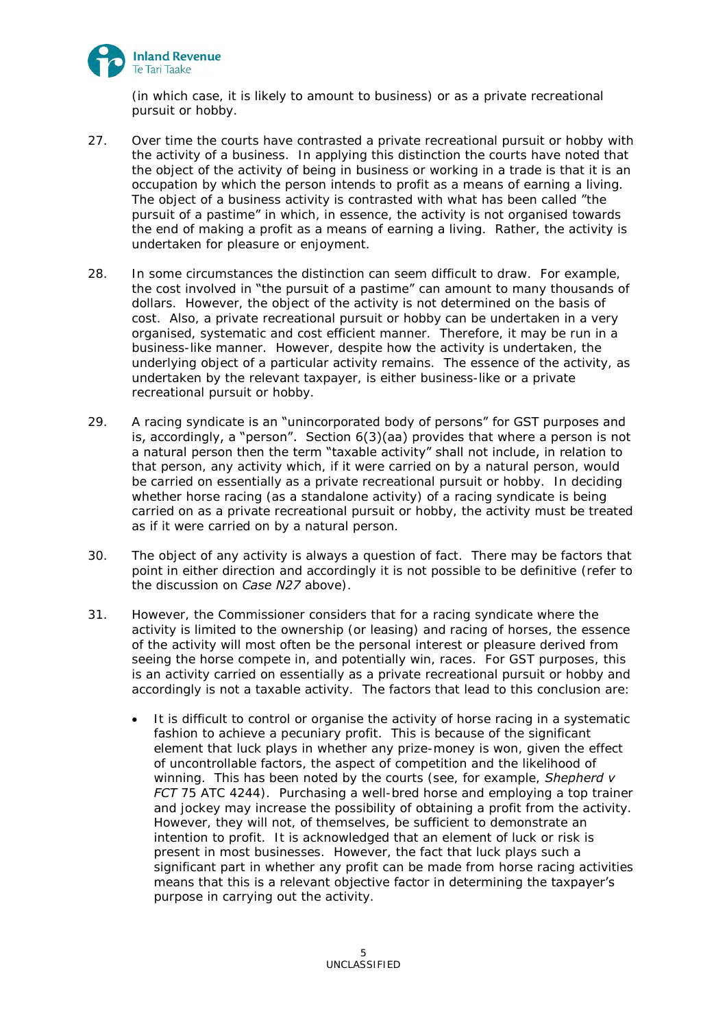(in which case, it is likely to amount to business) or as a private recreational pursuit or hobby.

27. Over time the courts have contrasted a private recreational pursuit or hobby with the activity of a business. In applying this distinction the courts have noted that the object of the activity of being in business or working in a trade is that it is an occupation by which the person intends to profit as a means of earning a living. The object of a business activity is contrasted with what has been called "the pursuit of a pastime" in which, in essence, the activity is not organised towards the end of making a profit as a means of earning a living. Rather, the activity is undertaken for pleasure or enjoyment.

28. In some circumstances the distinction can seem difficult to draw. For example, the cost involved in "the pursuit of a pastime" can amount to many thousands of dollars. However, the object of the activity is not determined on the basis of cost. Also, a private recreational pursuit or hobby can be undertaken in a very organised, systematic and cost efficient manner. Therefore, it may be run in a business-like manner. However, despite how the activity is undertaken, the underlying object of a particular activity remains. The essence of the activity, as undertaken by the relevant taxpayer, is either business-like or a private recreational pursuit or hobby.

29. A racing syndicate is an "unincorporated body of persons" for GST purposes and is, accordingly, a "person". Section 6(3)(aa) provides that where a person is not a natural person then the term "taxable activity" shall not include, in relation to that person, any activity which, if it were carried on by a natural person, would be carried on essentially as a private recreational pursuit or hobby. In deciding whether horse racing (as a standalone activity) of a racing syndicate is being carried on as a private recreational pursuit or hobby, the activity must be treated as if it were carried on by a natural person.

30. The object of any activity is always a question of fact. There may be factors that point in either direction and accordingly it is not possible to be definitive (refer to the discussion on *Case N27* above).

31. However, the Commissioner considers that for a racing syndicate where the activity is limited to the ownership (or leasing) and racing of horses, the essence of the activity will most often be the personal interest or pleasure derived from seeing the horse compete in, and potentially win, races. For GST purposes, this is an activity carried on essentially as a private recreational pursuit or hobby and accordingly is not a taxable activity. The factors that lead to this conclusion are:

   - It is difficult to control or organise the activity of horse racing in a systematic fashion to achieve a pecuniary profit. This is because of the significant element that luck plays in whether any prize-money is won, given the effect of uncontrollable factors, the aspect of competition and the likelihood of winning. This has been noted by the courts (see, for example, *Shepherd v FCT* 75 ATC 4244). Purchasing a well-bred horse and employing a top trainer and jockey may increase the possibility of obtaining a profit from the activity. However, they will not, of themselves, be sufficient to demonstrate an intention to profit. It is acknowledged that an element of luck or risk is present in most businesses. However, the fact that luck plays such a significant part in whether any profit can be made from horse racing activities means that this is a relevant objective factor in determining the taxpayer's purpose in carrying out the activity.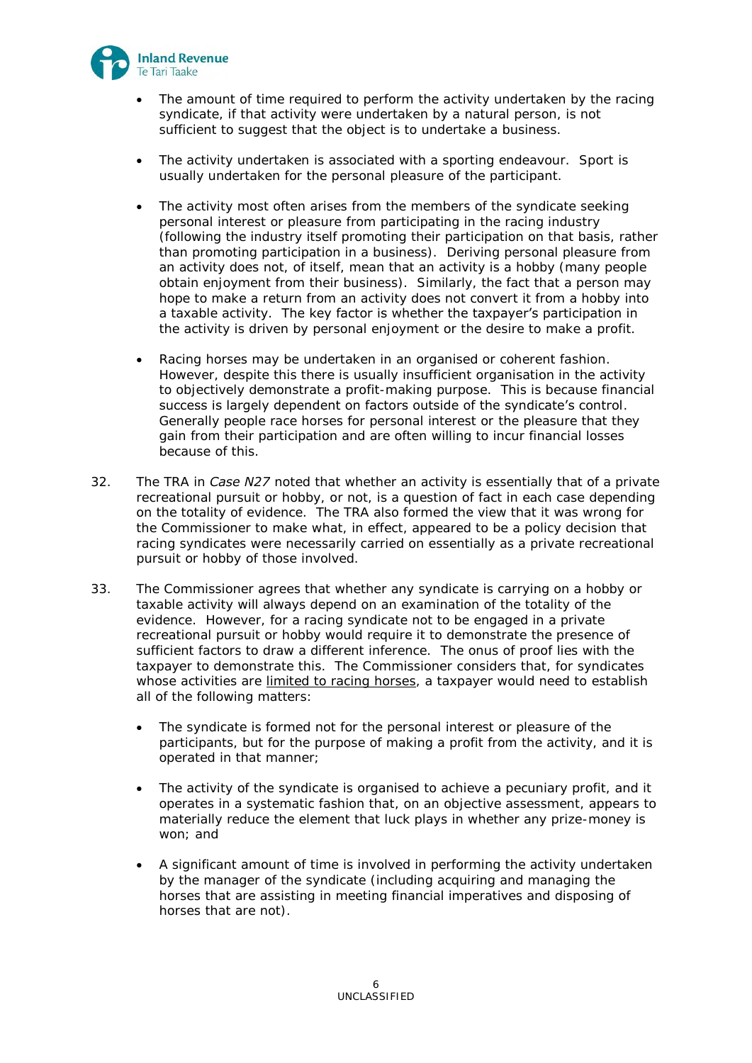- The amount of time required to perform the activity undertaken by the racing syndicate, if that activity were undertaken by a natural person, is not sufficient to suggest that the object is to undertake a business.

- The activity undertaken is associated with a sporting endeavour. Sport is usually undertaken for the personal pleasure of the participant.

- The activity most often arises from the members of the syndicate seeking personal interest or pleasure from participating in the racing industry (following the industry itself promoting their participation on that basis, rather than promoting participation in a business). Deriving personal pleasure from an activity does not, of itself, mean that an activity is a hobby (many people obtain enjoyment from their business). Similarly, the fact that a person may hope to make a return from an activity does not convert it from a hobby into a taxable activity. The key factor is whether the taxpayer's participation in the activity is driven by personal enjoyment or the desire to make a profit.

- Racing horses may be undertaken in an organised or coherent fashion. However, despite this there is usually insufficient organisation in the activity to objectively demonstrate a profit-making purpose. This is because financial success is largely dependent on factors outside of the syndicate's control. Generally people race horses for personal interest or the pleasure that they gain from their participation and are often willing to incur financial losses because of this.

32. The TRA in *Case N27* noted that whether an activity is essentially that of a private recreational pursuit or hobby, or not, is a question of fact in each case depending on the totality of evidence. The TRA also formed the view that it was wrong for the Commissioner to make what, in effect, appeared to be a policy decision that racing syndicates were necessarily carried on essentially as a private recreational pursuit or hobby of those involved.

33. The Commissioner agrees that whether any syndicate is carrying on a hobby or taxable activity will always depend on an examination of the totality of the evidence. However, for a racing syndicate not to be engaged in a private recreational pursuit or hobby would require it to demonstrate the presence of sufficient factors to draw a different inference. The onus of proof lies with the taxpayer to demonstrate this. The Commissioner considers that, for syndicates whose activities are <u>limited to racing horses</u>, a taxpayer would need to establish all of the following matters:

    - The syndicate is formed not for the personal interest or pleasure of the participants, but for the purpose of making a profit from the activity, and it is operated in that manner;

    - The activity of the syndicate is organised to achieve a pecuniary profit, and it operates in a systematic fashion that, on an objective assessment, appears to materially reduce the element that luck plays in whether any prize-money is won; and

    - A significant amount of time is involved in performing the activity undertaken by the manager of the syndicate (including acquiring and managing the horses that are assisting in meeting financial imperatives and disposing of horses that are not).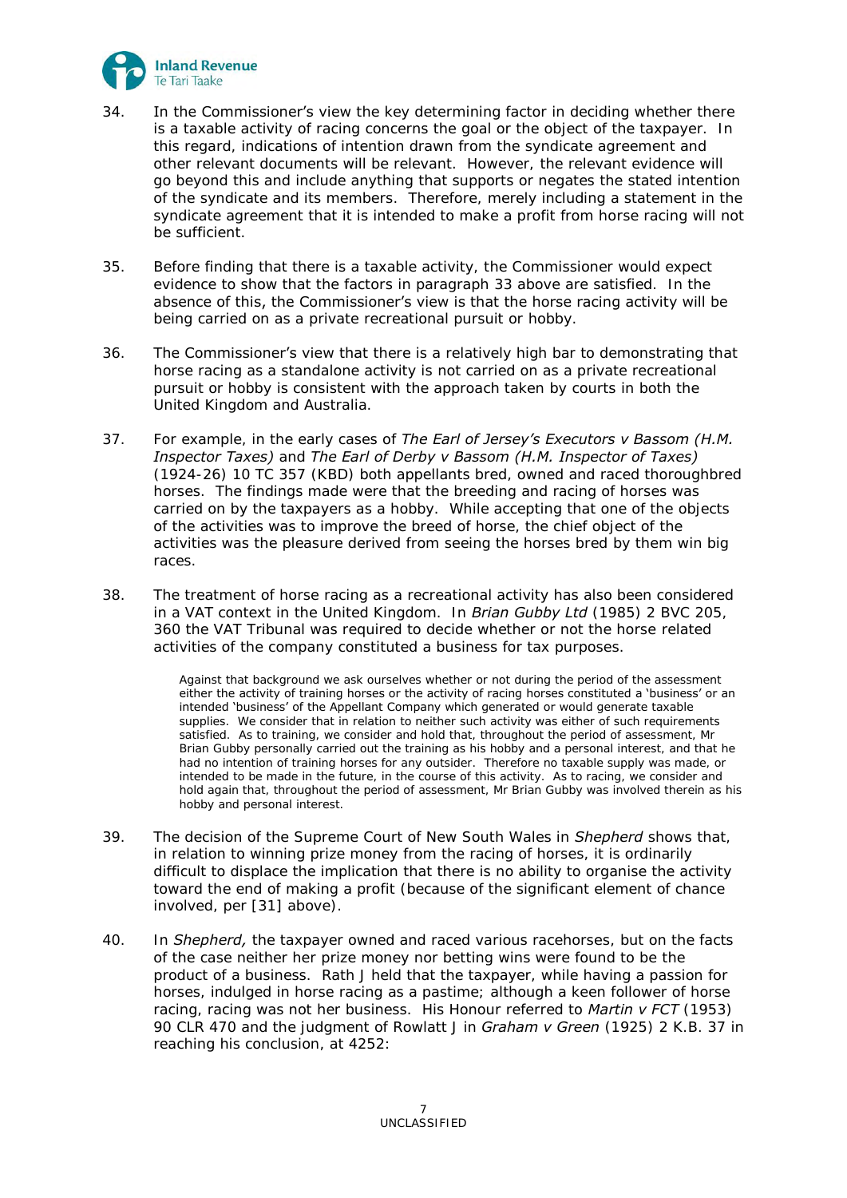34. In the Commissioner's view the key determining factor in deciding whether there is a taxable activity of racing concerns the goal or the object of the taxpayer. In this regard, indications of intention drawn from the syndicate agreement and other relevant documents will be relevant. However, the relevant evidence will go beyond this and include anything that supports or negates the stated intention of the syndicate and its members. Therefore, merely including a statement in the syndicate agreement that it is intended to make a profit from horse racing will not be sufficient.

35. Before finding that there is a taxable activity, the Commissioner would expect evidence to show that the factors in paragraph 33 above are satisfied. In the absence of this, the Commissioner's view is that the horse racing activity will be being carried on as a private recreational pursuit or hobby.

36. The Commissioner's view that there is a relatively high bar to demonstrating that horse racing as a standalone activity is not carried on as a private recreational pursuit or hobby is consistent with the approach taken by courts in both the United Kingdom and Australia.

37. For example, in the early cases of *The Earl of Jersey's Executors v Bassom (H.M. Inspector Taxes)* and *The Earl of Derby v Bassom (H.M. Inspector of Taxes)* (1924-26) 10 TC 357 (KBD) both appellants bred, owned and raced thoroughbred horses. The findings made were that the breeding and racing of horses was carried on by the taxpayers as a hobby. While accepting that one of the objects of the activities was to improve the breed of horse, the chief object of the activities was the pleasure derived from seeing the horses bred by them win big races.

38. The treatment of horse racing as a recreational activity has also been considered in a VAT context in the United Kingdom. In *Brian Gubby Ltd* (1985) 2 BVC 205, 360 the VAT Tribunal was required to decide whether or not the horse related activities of the company constituted a business for tax purposes.

> Against that background we ask ourselves whether or not during the period of the assessment either the activity of training horses or the activity of racing horses constituted a 'business' or an intended 'business' of the Appellant Company which generated or would generate taxable supplies. We consider that in relation to neither such activity was either of such requirements satisfied. As to training, we consider and hold that, throughout the period of assessment, Mr Brian Gubby personally carried out the training as his hobby and a personal interest, and that he had no intention of training horses for any outsider. Therefore no taxable supply was made, or intended to be made in the future, in the course of this activity. As to racing, we consider and hold again that, throughout the period of assessment, Mr Brian Gubby was involved therein as his hobby and personal interest.

39. The decision of the Supreme Court of New South Wales in *Shepherd* shows that, in relation to winning prize money from the racing of horses, it is ordinarily difficult to displace the implication that there is no ability to organise the activity toward the end of making a profit (because of the significant element of chance involved, per [31] above).

40. In *Shepherd,* the taxpayer owned and raced various racehorses, but on the facts of the case neither her prize money nor betting wins were found to be the product of a business. Rath J held that the taxpayer, while having a passion for horses, indulged in horse racing as a pastime; although a keen follower of horse racing, racing was not her business. His Honour referred to *Martin v FCT* (1953) 90 CLR 470 and the judgment of Rowlatt J in *Graham v Green* (1925) 2 K.B. 37 in reaching his conclusion, at 4252: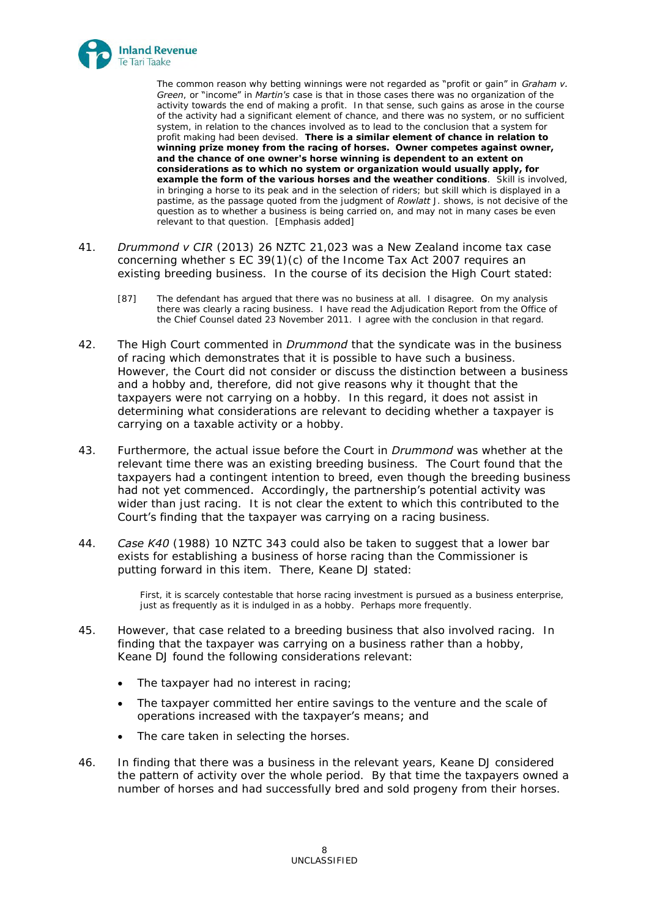> The common reason why betting winnings were not regarded as "profit or gain" in *Graham v. Green*, or "income" in *Martin's* case is that in those cases there was no organization of the activity towards the end of making a profit. In that sense, such gains as arose in the course of the activity had a significant element of chance, and there was no system, or no sufficient system, in relation to the chances involved as to lead to the conclusion that a system for profit making had been devised. **There is a similar element of chance in relation to winning prize money from the racing of horses. Owner competes against owner, and the chance of one owner's horse winning is dependent to an extent on considerations as to which no system or organization would usually apply, for example the form of the various horses and the weather conditions**. Skill is involved, in bringing a horse to its peak and in the selection of riders; but skill which is displayed in a pastime, as the passage quoted from the judgment of *Rowlatt* J. shows, is not decisive of the question as to whether a business is being carried on, and may not in many cases be even relevant to that question. [Emphasis added]

41. *Drummond v CIR* (2013) 26 NZTC 21,023 was a New Zealand income tax case concerning whether s EC 39(1)(c) of the Income Tax Act 2007 requires an existing breeding business. In the course of its decision the High Court stated:

> [87] The defendant has argued that there was no business at all. I disagree. On my analysis there was clearly a racing business. I have read the Adjudication Report from the Office of the Chief Counsel dated 23 November 2011. I agree with the conclusion in that regard.

42. The High Court commented in *Drummond* that the syndicate was in the business of racing which demonstrates that it is possible to have such a business. However, the Court did not consider or discuss the distinction between a business and a hobby and, therefore, did not give reasons why it thought that the taxpayers were not carrying on a hobby. In this regard, it does not assist in determining what considerations are relevant to deciding whether a taxpayer is carrying on a taxable activity or a hobby.

43. Furthermore, the actual issue before the Court in *Drummond* was whether at the relevant time there was an existing breeding business. The Court found that the taxpayers had a contingent intention to breed, even though the breeding business had not yet commenced. Accordingly, the partnership's potential activity was wider than just racing. It is not clear the extent to which this contributed to the Court's finding that the taxpayer was carrying on a racing business.

44. *Case K40* (1988) 10 NZTC 343 could also be taken to suggest that a lower bar exists for establishing a business of horse racing than the Commissioner is putting forward in this item. There, Keane DJ stated:

> First, it is scarcely contestable that horse racing investment is pursued as a business enterprise, just as frequently as it is indulged in as a hobby. Perhaps more frequently.

45. However, that case related to a breeding business that also involved racing. In finding that the taxpayer was carrying on a business rather than a hobby, Keane DJ found the following considerations relevant:

   - The taxpayer had no interest in racing;
   - The taxpayer committed her entire savings to the venture and the scale of operations increased with the taxpayer's means; and
   - The care taken in selecting the horses.

46. In finding that there was a business in the relevant years, Keane DJ considered the pattern of activity over the whole period. By that time the taxpayers owned a number of horses and had successfully bred and sold progeny from their horses.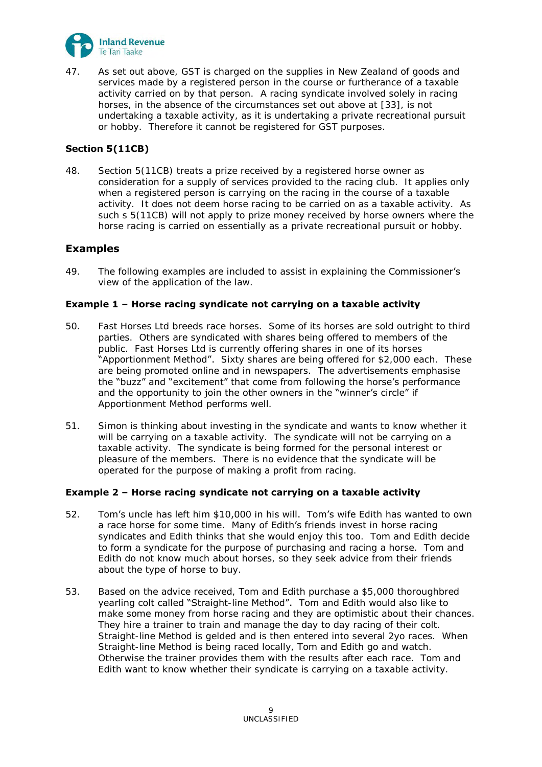47. As set out above, GST is charged on the supplies in New Zealand of goods and services made by a registered person in the course or furtherance of a taxable activity carried on by that person. A racing syndicate involved solely in racing horses, in the absence of the circumstances set out above at [33], is not undertaking a taxable activity, as it is undertaking a private recreational pursuit or hobby. Therefore it cannot be registered for GST purposes.

### Section 5(11CB)

48. Section 5(11CB) treats a prize received by a registered horse owner as consideration for a supply of services provided to the racing club. It applies only when a registered person is carrying on the racing in the course of a taxable activity. It does not deem horse racing to be carried on as a taxable activity. As such s 5(11CB) will not apply to prize money received by horse owners where the horse racing is carried on essentially as a private recreational pursuit or hobby.

## Examples

49. The following examples are included to assist in explaining the Commissioner's view of the application of the law.

### Example 1 – Horse racing syndicate not carrying on a taxable activity

50. Fast Horses Ltd breeds race horses. Some of its horses are sold outright to third parties. Others are syndicated with shares being offered to members of the public. Fast Horses Ltd is currently offering shares in one of its horses "Apportionment Method". Sixty shares are being offered for $2,000 each. These are being promoted online and in newspapers. The advertisements emphasise the "buzz" and "excitement" that come from following the horse's performance and the opportunity to join the other owners in the "winner's circle" if Apportionment Method performs well.

51. Simon is thinking about investing in the syndicate and wants to know whether it will be carrying on a taxable activity. The syndicate will not be carrying on a taxable activity. The syndicate is being formed for the personal interest or pleasure of the members. There is no evidence that the syndicate will be operated for the purpose of making a profit from racing.

### Example 2 – Horse racing syndicate not carrying on a taxable activity

52. Tom's uncle has left him $10,000 in his will. Tom's wife Edith has wanted to own a race horse for some time. Many of Edith's friends invest in horse racing syndicates and Edith thinks that she would enjoy this too. Tom and Edith decide to form a syndicate for the purpose of purchasing and racing a horse. Tom and Edith do not know much about horses, so they seek advice from their friends about the type of horse to buy.

53. Based on the advice received, Tom and Edith purchase a $5,000 thoroughbred yearling colt called "Straight-line Method". Tom and Edith would also like to make some money from horse racing and they are optimistic about their chances. They hire a trainer to train and manage the day to day racing of their colt. Straight-line Method is gelded and is then entered into several 2yo races. When Straight-line Method is being raced locally, Tom and Edith go and watch. Otherwise the trainer provides them with the results after each race. Tom and Edith want to know whether their syndicate is carrying on a taxable activity.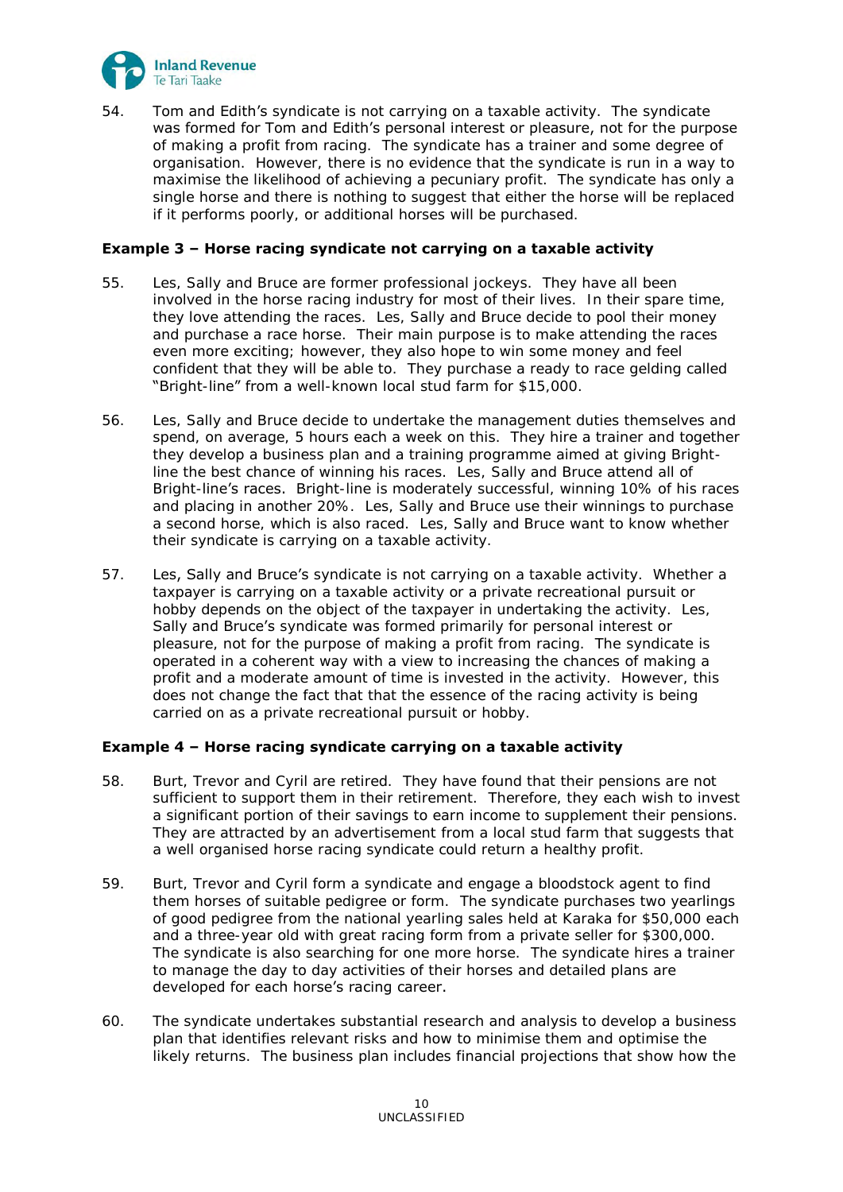54. Tom and Edith's syndicate is not carrying on a taxable activity. The syndicate was formed for Tom and Edith's personal interest or pleasure, not for the purpose of making a profit from racing. The syndicate has a trainer and some degree of organisation. However, there is no evidence that the syndicate is run in a way to maximise the likelihood of achieving a pecuniary profit. The syndicate has only a single horse and there is nothing to suggest that either the horse will be replaced if it performs poorly, or additional horses will be purchased.

**Example 3 – Horse racing syndicate not carrying on a taxable activity**

55. Les, Sally and Bruce are former professional jockeys. They have all been involved in the horse racing industry for most of their lives. In their spare time, they love attending the races. Les, Sally and Bruce decide to pool their money and purchase a race horse. Their main purpose is to make attending the races even more exciting; however, they also hope to win some money and feel confident that they will be able to. They purchase a ready to race gelding called "Bright-line" from a well-known local stud farm for $15,000.

56. Les, Sally and Bruce decide to undertake the management duties themselves and spend, on average, 5 hours each a week on this. They hire a trainer and together they develop a business plan and a training programme aimed at giving Bright-line the best chance of winning his races. Les, Sally and Bruce attend all of Bright-line's races. Bright-line is moderately successful, winning 10% of his races and placing in another 20%. Les, Sally and Bruce use their winnings to purchase a second horse, which is also raced. Les, Sally and Bruce want to know whether their syndicate is carrying on a taxable activity.

57. Les, Sally and Bruce's syndicate is not carrying on a taxable activity. Whether a taxpayer is carrying on a taxable activity or a private recreational pursuit or hobby depends on the object of the taxpayer in undertaking the activity. Les, Sally and Bruce's syndicate was formed primarily for personal interest or pleasure, not for the purpose of making a profit from racing. The syndicate is operated in a coherent way with a view to increasing the chances of making a profit and a moderate amount of time is invested in the activity. However, this does not change the fact that that the essence of the racing activity is being carried on as a private recreational pursuit or hobby.

**Example 4 – Horse racing syndicate carrying on a taxable activity**

58. Burt, Trevor and Cyril are retired. They have found that their pensions are not sufficient to support them in their retirement. Therefore, they each wish to invest a significant portion of their savings to earn income to supplement their pensions. They are attracted by an advertisement from a local stud farm that suggests that a well organised horse racing syndicate could return a healthy profit.

59. Burt, Trevor and Cyril form a syndicate and engage a bloodstock agent to find them horses of suitable pedigree or form. The syndicate purchases two yearlings of good pedigree from the national yearling sales held at Karaka for $50,000 each and a three-year old with great racing form from a private seller for $300,000. The syndicate is also searching for one more horse. The syndicate hires a trainer to manage the day to day activities of their horses and detailed plans are developed for each horse's racing career.

60. The syndicate undertakes substantial research and analysis to develop a business plan that identifies relevant risks and how to minimise them and optimise the likely returns. The business plan includes financial projections that show how the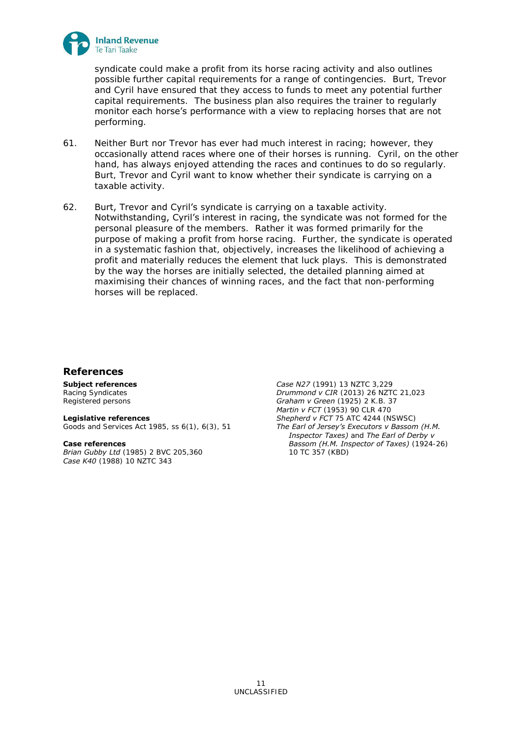syndicate could make a profit from its horse racing activity and also outlines possible further capital requirements for a range of contingencies. Burt, Trevor and Cyril have ensured that they access to funds to meet any potential further capital requirements. The business plan also requires the trainer to regularly monitor each horse's performance with a view to replacing horses that are not performing.

61. Neither Burt nor Trevor has ever had much interest in racing; however, they occasionally attend races where one of their horses is running. Cyril, on the other hand, has always enjoyed attending the races and continues to do so regularly. Burt, Trevor and Cyril want to know whether their syndicate is carrying on a taxable activity.

62. Burt, Trevor and Cyril's syndicate is carrying on a taxable activity. Notwithstanding, Cyril's interest in racing, the syndicate was not formed for the personal pleasure of the members. Rather it was formed primarily for the purpose of making a profit from horse racing. Further, the syndicate is operated in a systematic fashion that, objectively, increases the likelihood of achieving a profit and materially reduces the element that luck plays. This is demonstrated by the way the horses are initially selected, the detailed planning aimed at maximising their chances of winning races, and the fact that non-performing horses will be replaced.

## References

**Subject references**
Racing Syndicates
Registered persons

**Legislative references**
Goods and Services Act 1985, ss 6(1), 6(3), 51

**Case references**
*Brian Gubby Ltd* (1985) 2 BVC 205,360
*Case K40* (1988) 10 NZTC 343
*Case N27* (1991) 13 NZTC 3,229
*Drummond v CIR* (2013) 26 NZTC 21,023
*Graham v Green* (1925) 2 K.B. 37
*Martin v FCT* (1953) 90 CLR 470
*Shepherd v FCT* 75 ATC 4244 (NSWSC)
*The Earl of Jersey's Executors v Bassom (H.M. Inspector Taxes)* and *The Earl of Derby v Bassom (H.M. Inspector of Taxes)* (1924-26) 10 TC 357 (KBD)